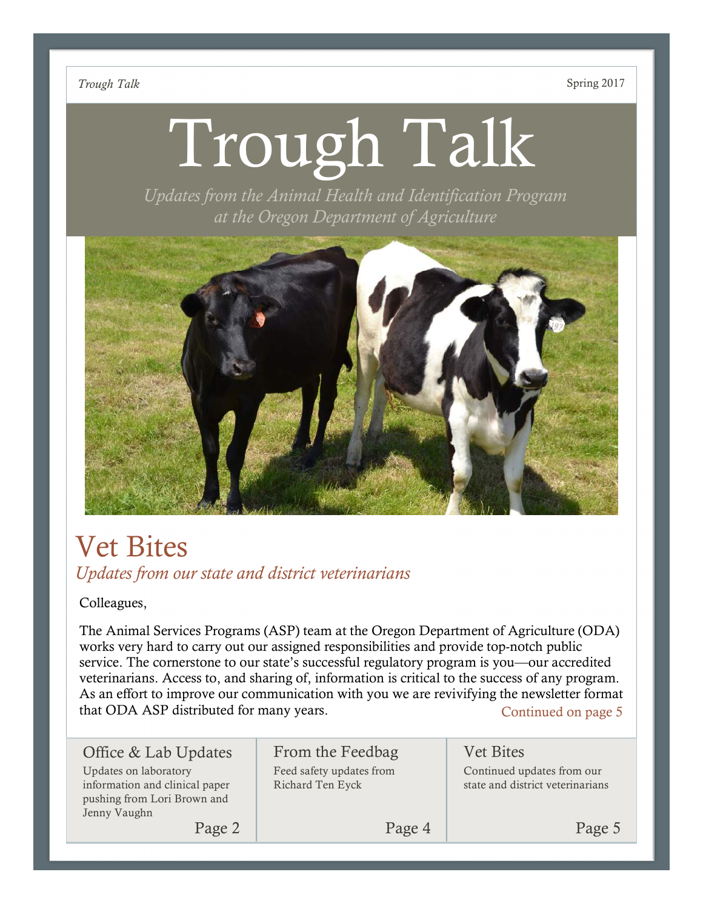# Trough Talk

*Updates from the Animal Health and Identification Program at the Oregon Department of Agriculture*

## Vet Bites

*Updates from our state and district veterinarians*

Colleagues,

The Animal Services Programs (ASP) team at the Oregon Department of Agriculture (ODA) works very hard to carry out our assigned responsibilities and provide top-notch public service. The cornerstone to our state's successful regulatory program is you—our accredited veterinarians. Access to, and sharing of, information is critical to the success of any program. As an effort to improve our communication with you we are revivifying the newsletter format that ODA ASP distributed for many years.

Continued on page 5

| Office & Lab Updates | From the Feedbag | Vet Bites |
| --- | --- | --- |
| Updates on laboratory information and clinical paper pushing from Lori Brown and Jenny Vaughn | Feed safety updates from Richard Ten Eyck | Continued updates from our state and district veterinarians |
| Page 2 | Page 4 | Page 5 |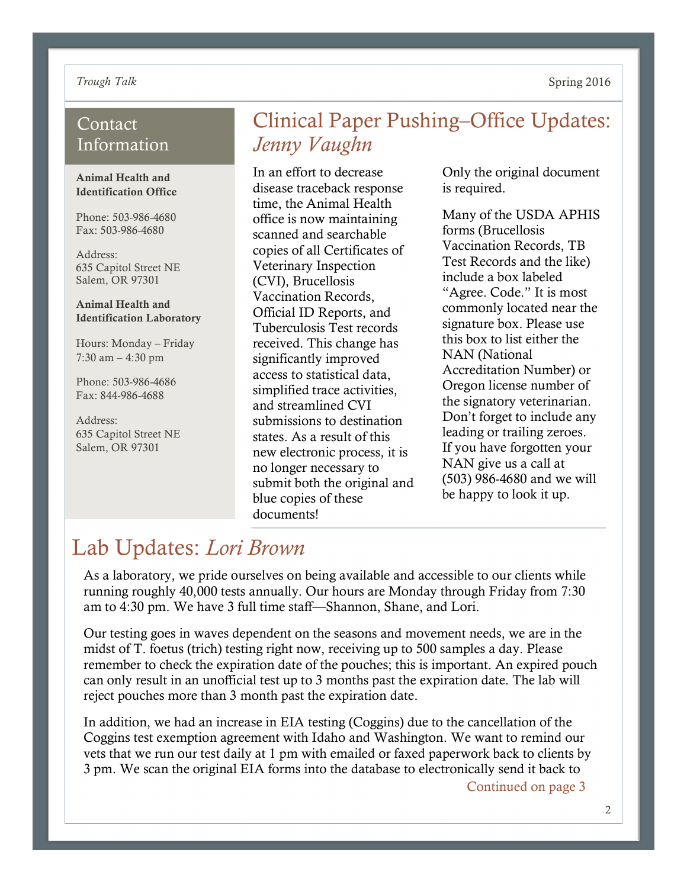## Contact Information

**Animal Health and Identification Office**

Phone: 503-986-4680
Fax: 503-986-4680

Address:
635 Capitol Street NE
Salem, OR 97301

**Animal Health and Identification Laboratory**

Hours: Monday – Friday
7:30 am – 4:30 pm

Phone: 503-986-4686
Fax: 844-986-4688

Address:
635 Capitol Street NE
Salem, OR 97301

## Clinical Paper Pushing–Office Updates: *Jenny Vaughn*

In an effort to decrease disease traceback response time, the Animal Health office is now maintaining scanned and searchable copies of all Certificates of Veterinary Inspection (CVI), Brucellosis Vaccination Records, Official ID Reports, and Tuberculosis Test records received. This change has significantly improved access to statistical data, simplified trace activities, and streamlined CVI submissions to destination states. As a result of this new electronic process, it is no longer necessary to submit both the original and blue copies of these documents! Only the original document is required.

Many of the USDA APHIS forms (Brucellosis Vaccination Records, TB Test Records and the like) include a box labeled "Agree. Code." It is most commonly located near the signature box. Please use this box to list either the NAN (National Accreditation Number) or Oregon license number of the signatory veterinarian. Don't forget to include any leading or trailing zeroes. If you have forgotten your NAN give us a call at (503) 986-4680 and we will be happy to look it up.

## Lab Updates: *Lori Brown*

As a laboratory, we pride ourselves on being available and accessible to our clients while running roughly 40,000 tests annually. Our hours are Monday through Friday from 7:30 am to 4:30 pm. We have 3 full time staff—Shannon, Shane, and Lori.

Our testing goes in waves dependent on the seasons and movement needs, we are in the midst of T. foetus (trich) testing right now, receiving up to 500 samples a day. Please remember to check the expiration date of the pouches; this is important. An expired pouch can only result in an unofficial test up to 3 months past the expiration date. The lab will reject pouches more than 3 month past the expiration date.

In addition, we had an increase in EIA testing (Coggins) due to the cancellation of the Coggins test exemption agreement with Idaho and Washington. We want to remind our vets that we run our test daily at 1 pm with emailed or faxed paperwork back to clients by 3 pm. We scan the original EIA forms into the database to electronically send it back to

Continued on page 3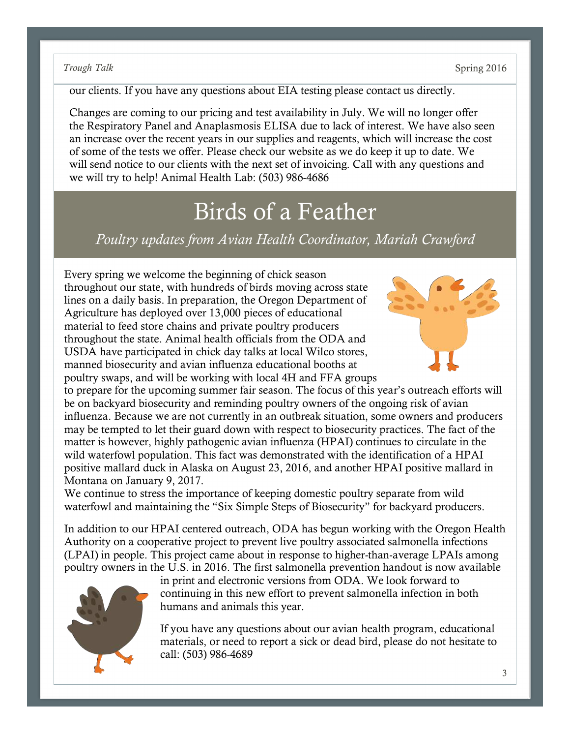our clients. If you have any questions about EIA testing please contact us directly.

Changes are coming to our pricing and test availability in July. We will no longer offer the Respiratory Panel and Anaplasmosis ELISA due to lack of interest. We have also seen an increase over the recent years in our supplies and reagents, which will increase the cost of some of the tests we offer. Please check our website as we do keep it up to date. We will send notice to our clients with the next set of invoicing. Call with any questions and we will try to help! Animal Health Lab: (503) 986-4686

# Birds of a Feather

*Poultry updates from Avian Health Coordinator, Mariah Crawford*

Every spring we welcome the beginning of chick season throughout our state, with hundreds of birds moving across state lines on a daily basis. In preparation, the Oregon Department of Agriculture has deployed over 13,000 pieces of educational material to feed store chains and private poultry producers throughout the state. Animal health officials from the ODA and USDA have participated in chick day talks at local Wilco stores, manned biosecurity and avian influenza educational booths at poultry swaps, and will be working with local 4H and FFA groups to prepare for the upcoming summer fair season. The focus of this year's outreach efforts will be on backyard biosecurity and reminding poultry owners of the ongoing risk of avian influenza. Because we are not currently in an outbreak situation, some owners and producers may be tempted to let their guard down with respect to biosecurity practices. The fact of the matter is however, highly pathogenic avian influenza (HPAI) continues to circulate in the wild waterfowl population. This fact was demonstrated with the identification of a HPAI positive mallard duck in Alaska on August 23, 2016, and another HPAI positive mallard in Montana on January 9, 2017.

We continue to stress the importance of keeping domestic poultry separate from wild waterfowl and maintaining the "Six Simple Steps of Biosecurity" for backyard producers.

In addition to our HPAI centered outreach, ODA has begun working with the Oregon Health Authority on a cooperative project to prevent live poultry associated salmonella infections (LPAI) in people. This project came about in response to higher-than-average LPAIs among poultry owners in the U.S. in 2016. The first salmonella prevention handout is now available in print and electronic versions from ODA. We look forward to continuing in this new effort to prevent salmonella infection in both humans and animals this year.

If you have any questions about our avian health program, educational materials, or need to report a sick or dead bird, please do not hesitate to call: (503) 986-4689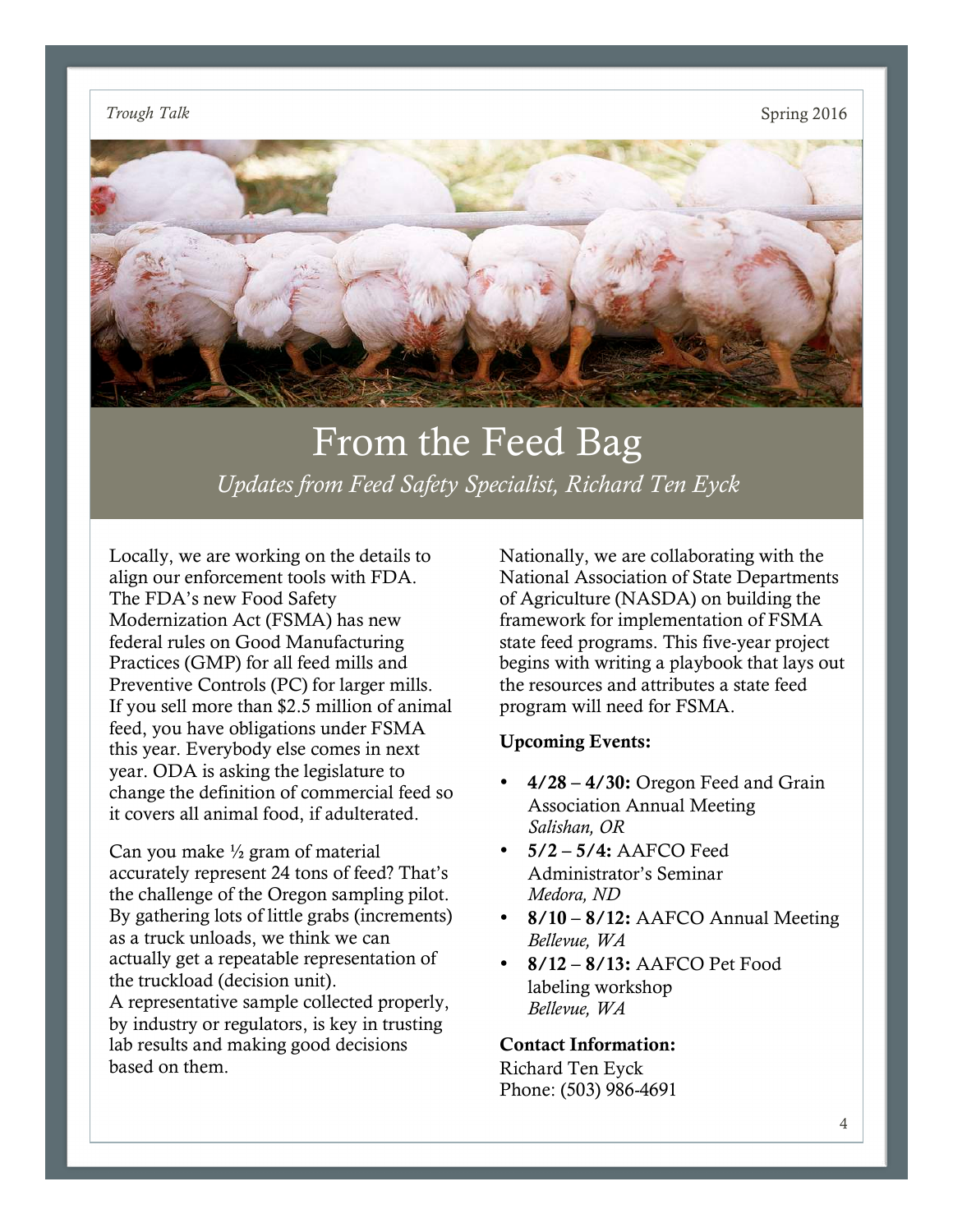# From the Feed Bag

*Updates from Feed Safety Specialist, Richard Ten Eyck*

Locally, we are working on the details to align our enforcement tools with FDA. The FDA's new Food Safety Modernization Act (FSMA) has new federal rules on Good Manufacturing Practices (GMP) for all feed mills and Preventive Controls (PC) for larger mills. If you sell more than $2.5 million of animal feed, you have obligations under FSMA this year. Everybody else comes in next year. ODA is asking the legislature to change the definition of commercial feed so it covers all animal food, if adulterated.

Can you make ½ gram of material accurately represent 24 tons of feed? That's the challenge of the Oregon sampling pilot. By gathering lots of little grabs (increments) as a truck unloads, we think we can actually get a repeatable representation of the truckload (decision unit).
A representative sample collected properly, by industry or regulators, is key in trusting lab results and making good decisions based on them.

Nationally, we are collaborating with the National Association of State Departments of Agriculture (NASDA) on building the framework for implementation of FSMA state feed programs. This five-year project begins with writing a playbook that lays out the resources and attributes a state feed program will need for FSMA.

**Upcoming Events:**

- **4/28 – 4/30:** Oregon Feed and Grain Association Annual Meeting
  *Salishan, OR*
- **5/2 – 5/4:** AAFCO Feed Administrator's Seminar
  *Medora, ND*
- **8/10 – 8/12:** AAFCO Annual Meeting
  *Bellevue, WA*
- **8/12 – 8/13:** AAFCO Pet Food labeling workshop
  *Bellevue, WA*

**Contact Information:**
Richard Ten Eyck
Phone: (503) 986-4691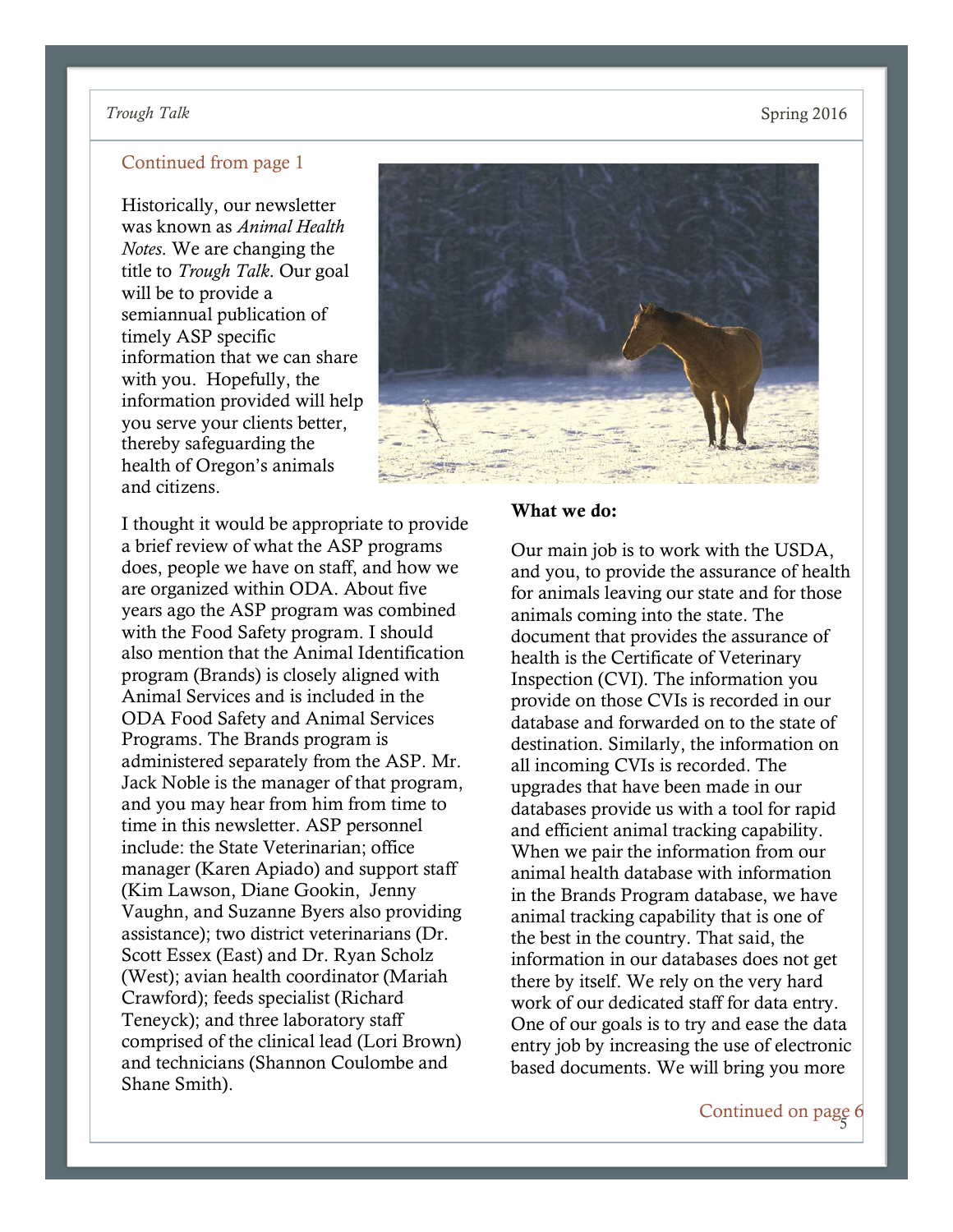Continued from page 1

Historically, our newsletter was known as *Animal Health Notes*. We are changing the title to *Trough Talk*. Our goal will be to provide a semiannual publication of timely ASP specific information that we can share with you. Hopefully, the information provided will help you serve your clients better, thereby safeguarding the health of Oregon's animals and citizens.

I thought it would be appropriate to provide a brief review of what the ASP programs does, people we have on staff, and how we are organized within ODA. About five years ago the ASP program was combined with the Food Safety program. I should also mention that the Animal Identification program (Brands) is closely aligned with Animal Services and is included in the ODA Food Safety and Animal Services Programs. The Brands program is administered separately from the ASP. Mr. Jack Noble is the manager of that program, and you may hear from him from time to time in this newsletter. ASP personnel include: the State Veterinarian; office manager (Karen Apiado) and support staff (Kim Lawson, Diane Gookin, Jenny Vaughn, and Suzanne Byers also providing assistance); two district veterinarians (Dr. Scott Essex (East) and Dr. Ryan Scholz (West); avian health coordinator (Mariah Crawford); feeds specialist (Richard Teneyck); and three laboratory staff comprised of the clinical lead (Lori Brown) and technicians (Shannon Coulombe and Shane Smith).

**What we do:**

Our main job is to work with the USDA, and you, to provide the assurance of health for animals leaving our state and for those animals coming into the state. The document that provides the assurance of health is the Certificate of Veterinary Inspection (CVI). The information you provide on those CVIs is recorded in our database and forwarded on to the state of destination. Similarly, the information on all incoming CVIs is recorded. The upgrades that have been made in our databases provide us with a tool for rapid and efficient animal tracking capability. When we pair the information from our animal health database with information in the Brands Program database, we have animal tracking capability that is one of the best in the country. That said, the information in our databases does not get there by itself. We rely on the very hard work of our dedicated staff for data entry. One of our goals is to try and ease the data entry job by increasing the use of electronic based documents. We will bring you more

Continued on page 6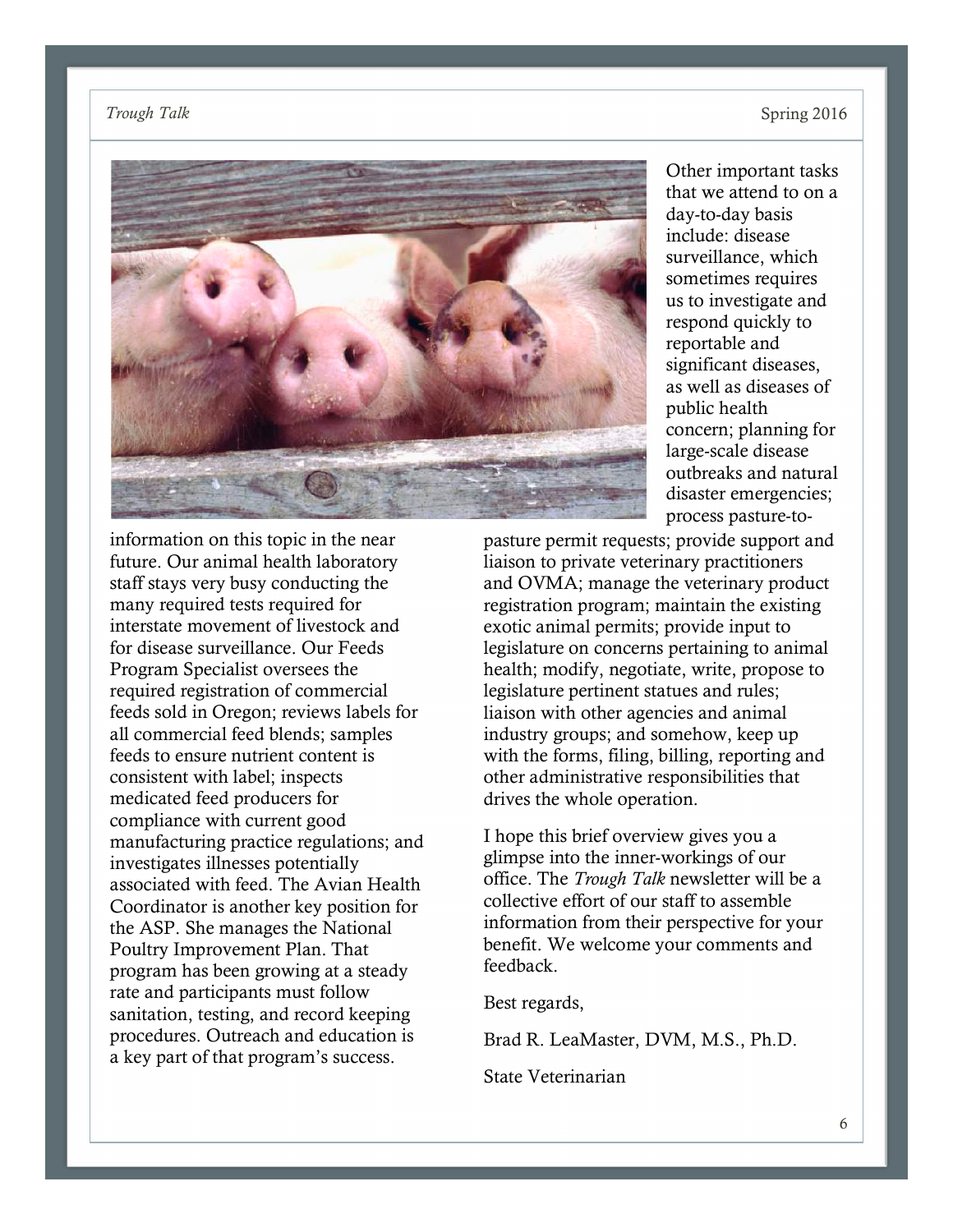information on this topic in the near future. Our animal health laboratory staff stays very busy conducting the many required tests required for interstate movement of livestock and for disease surveillance. Our Feeds Program Specialist oversees the required registration of commercial feeds sold in Oregon; reviews labels for all commercial feed blends; samples feeds to ensure nutrient content is consistent with label; inspects medicated feed producers for compliance with current good manufacturing practice regulations; and investigates illnesses potentially associated with feed. The Avian Health Coordinator is another key position for the ASP. She manages the National Poultry Improvement Plan. That program has been growing at a steady rate and participants must follow sanitation, testing, and record keeping procedures. Outreach and education is a key part of that program's success.

Other important tasks that we attend to on a day-to-day basis include: disease surveillance, which sometimes requires us to investigate and respond quickly to reportable and significant diseases, as well as diseases of public health concern; planning for large-scale disease outbreaks and natural disaster emergencies; process pasture-to-pasture permit requests; provide support and liaison to private veterinary practitioners and OVMA; manage the veterinary product registration program; maintain the existing exotic animal permits; provide input to legislature on concerns pertaining to animal health; modify, negotiate, write, propose to legislature pertinent statues and rules; liaison with other agencies and animal industry groups; and somehow, keep up with the forms, filing, billing, reporting and other administrative responsibilities that drives the whole operation.

I hope this brief overview gives you a glimpse into the inner-workings of our office. The *Trough Talk* newsletter will be a collective effort of our staff to assemble information from their perspective for your benefit. We welcome your comments and feedback.

Best regards,

Brad R. LeaMaster, DVM, M.S., Ph.D.

State Veterinarian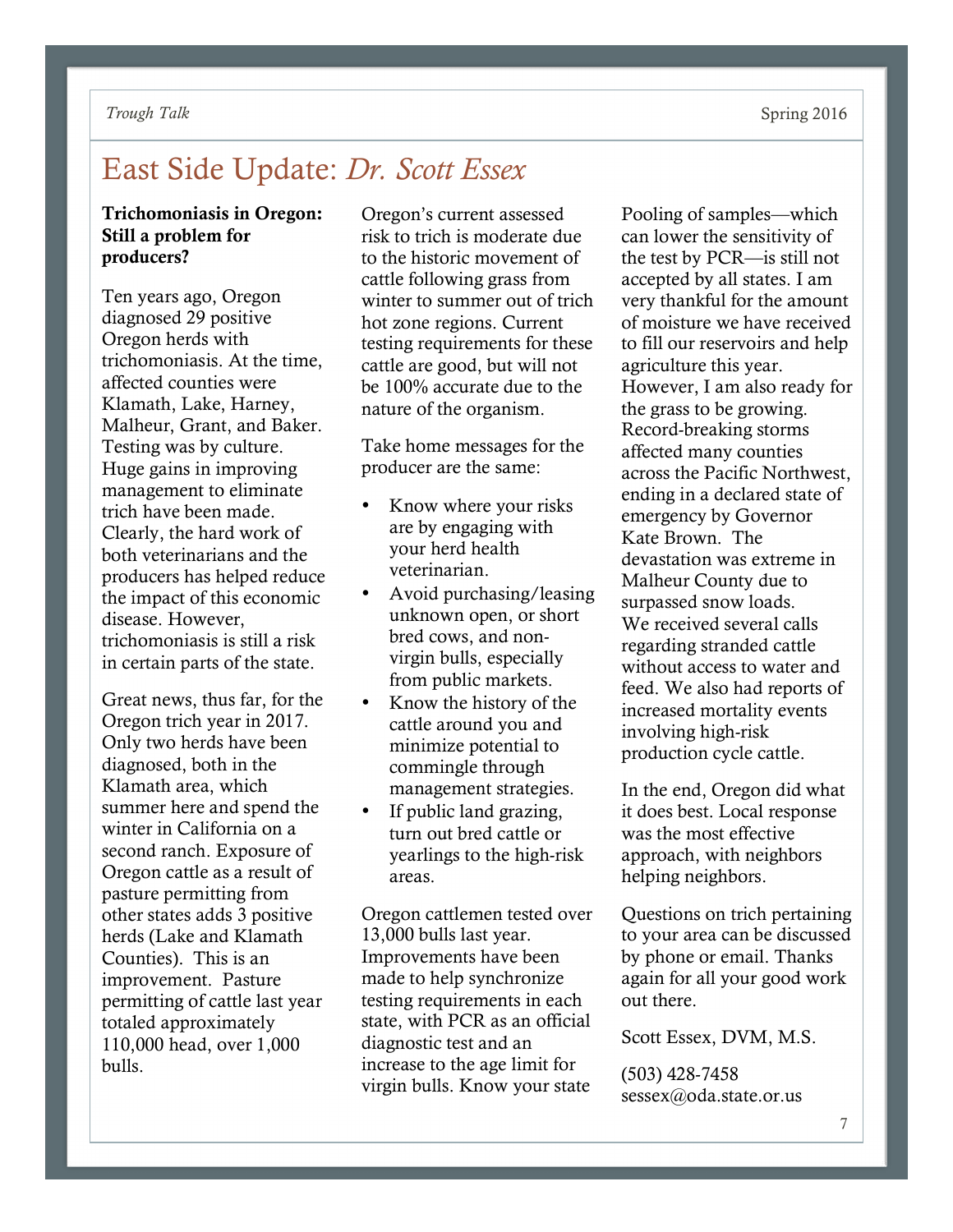# East Side Update: *Dr. Scott Essex*

**Trichomoniasis in Oregon: Still a problem for producers?**

Ten years ago, Oregon diagnosed 29 positive Oregon herds with trichomoniasis. At the time, affected counties were Klamath, Lake, Harney, Malheur, Grant, and Baker. Testing was by culture. Huge gains in improving management to eliminate trich have been made. Clearly, the hard work of both veterinarians and the producers has helped reduce the impact of this economic disease. However, trichomoniasis is still a risk in certain parts of the state.

Great news, thus far, for the Oregon trich year in 2017. Only two herds have been diagnosed, both in the Klamath area, which summer here and spend the winter in California on a second ranch. Exposure of Oregon cattle as a result of pasture permitting from other states adds 3 positive herds (Lake and Klamath Counties). This is an improvement. Pasture permitting of cattle last year totaled approximately 110,000 head, over 1,000 bulls.

Oregon's current assessed risk to trich is moderate due to the historic movement of cattle following grass from winter to summer out of trich hot zone regions. Current testing requirements for these cattle are good, but will not be 100% accurate due to the nature of the organism.

Take home messages for the producer are the same:

- Know where your risks are by engaging with your herd health veterinarian.
- Avoid purchasing/leasing unknown open, or short bred cows, and non-virgin bulls, especially from public markets.
- Know the history of the cattle around you and minimize potential to commingle through management strategies.
- If public land grazing, turn out bred cattle or yearlings to the high-risk areas.

Oregon cattlemen tested over 13,000 bulls last year. Improvements have been made to help synchronize testing requirements in each state, with PCR as an official diagnostic test and an increase to the age limit for virgin bulls. Know your state Pooling of samples—which can lower the sensitivity of the test by PCR—is still not accepted by all states. I am very thankful for the amount of moisture we have received to fill our reservoirs and help agriculture this year. However, I am also ready for the grass to be growing. Record-breaking storms affected many counties across the Pacific Northwest, ending in a declared state of emergency by Governor Kate Brown. The devastation was extreme in Malheur County due to surpassed snow loads. We received several calls regarding stranded cattle without access to water and feed. We also had reports of increased mortality events involving high-risk production cycle cattle.

In the end, Oregon did what it does best. Local response was the most effective approach, with neighbors helping neighbors.

Questions on trich pertaining to your area can be discussed by phone or email. Thanks again for all your good work out there.

Scott Essex, DVM, M.S.

(503) 428-7458
sessex@oda.state.or.us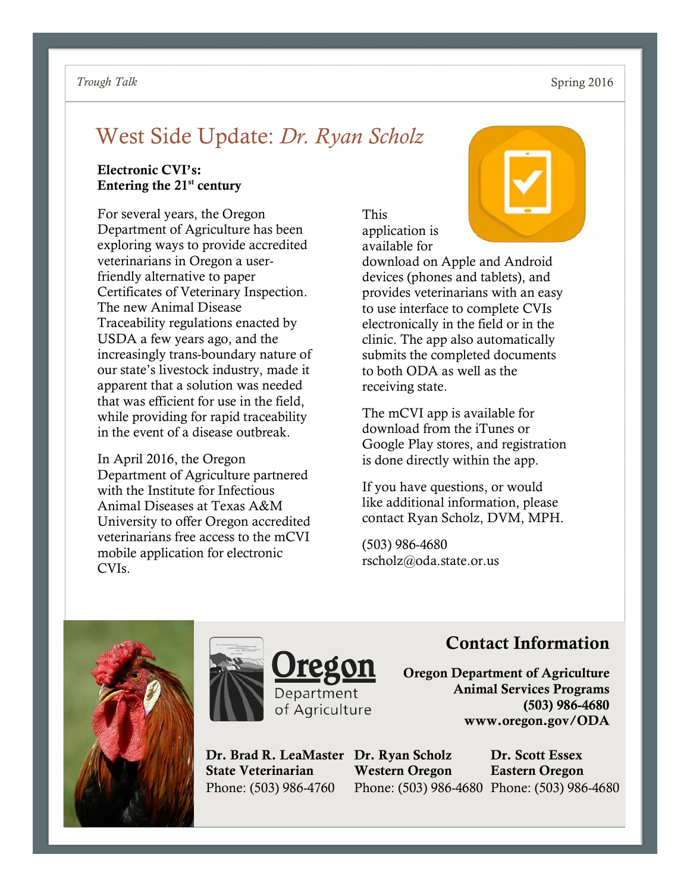# West Side Update: *Dr. Ryan Scholz*

**Electronic CVI's:**
**Entering the 21st century**

For several years, the Oregon Department of Agriculture has been exploring ways to provide accredited veterinarians in Oregon a user-friendly alternative to paper Certificates of Veterinary Inspection. The new Animal Disease Traceability regulations enacted by USDA a few years ago, and the increasingly trans-boundary nature of our state's livestock industry, made it apparent that a solution was needed that was efficient for use in the field, while providing for rapid traceability in the event of a disease outbreak.

In April 2016, the Oregon Department of Agriculture partnered with the Institute for Infectious Animal Diseases at Texas A&M University to offer Oregon accredited veterinarians free access to the mCVI mobile application for electronic CVIs.

This application is available for download on Apple and Android devices (phones and tablets), and provides veterinarians with an easy to use interface to complete CVIs electronically in the field or in the clinic. The app also automatically submits the completed documents to both ODA as well as the receiving state.

The mCVI app is available for download from the iTunes or Google Play stores, and registration is done directly within the app.

If you have questions, or would like additional information, please contact Ryan Scholz, DVM, MPH.

(503) 986-4680
rscholz@oda.state.or.us

## Contact Information

Oregon Department of Agriculture

**Oregon Department of Agriculture**
**Animal Services Programs**
**(503) 986-4680**
**www.oregon.gov/ODA**

**Dr. Brad R. LeaMaster**
**State Veterinarian**
Phone: (503) 986-4760

**Dr. Ryan Scholz**
**Western Oregon**
Phone: (503) 986-4680

**Dr. Scott Essex**
**Eastern Oregon**
Phone: (503) 986-4680